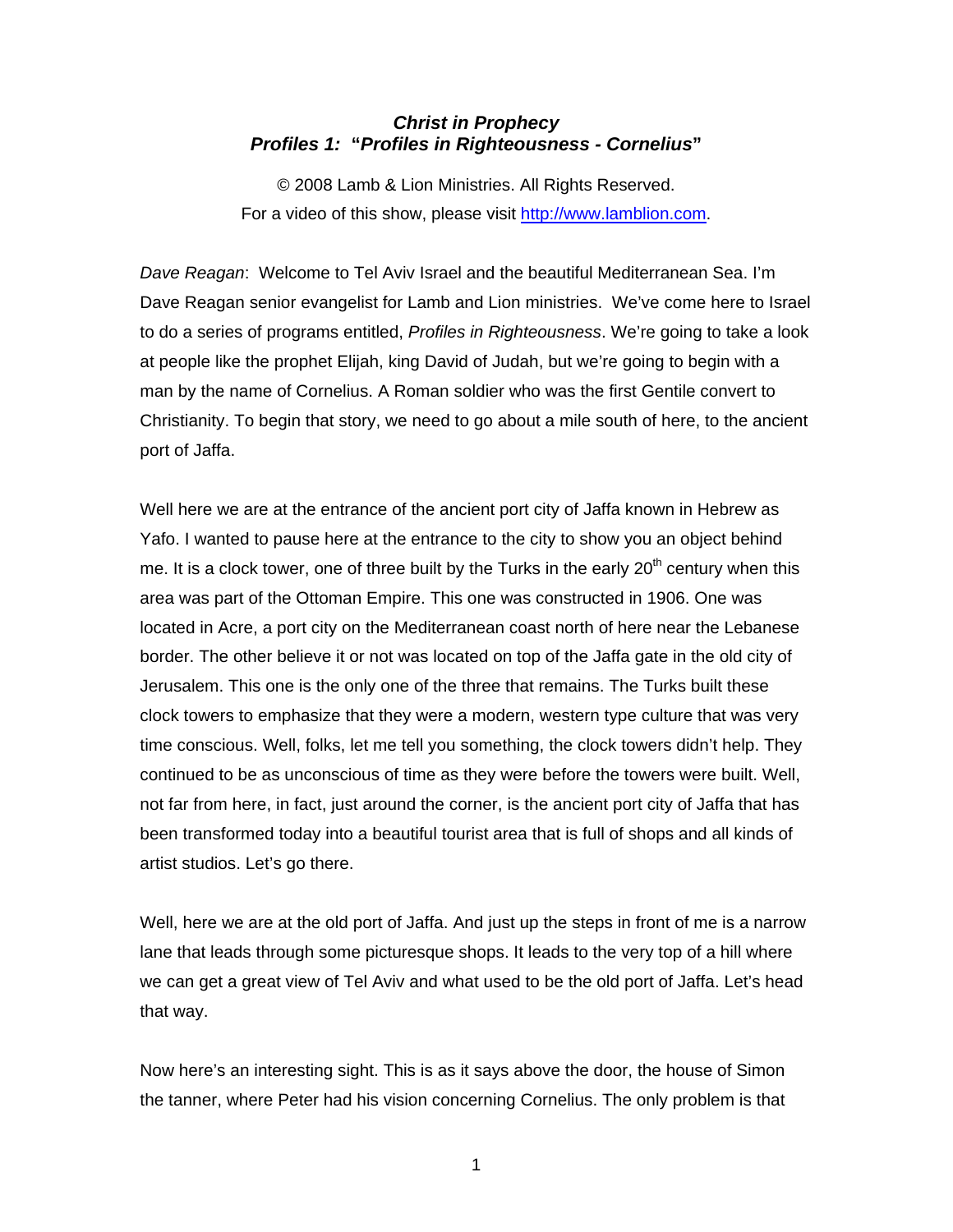# *Christ in Prophecy*
## *Profiles 1:* "*Profiles in Righteousness - Cornelius*"

© 2008 Lamb & Lion Ministries. All Rights Reserved.
For a video of this show, please visit http://www.lamblion.com.

*Dave Reagan*: Welcome to Tel Aviv Israel and the beautiful Mediterranean Sea. I'm Dave Reagan senior evangelist for Lamb and Lion ministries. We've come here to Israel to do a series of programs entitled, *Profiles in Righteousness*. We're going to take a look at people like the prophet Elijah, king David of Judah, but we're going to begin with a man by the name of Cornelius. A Roman soldier who was the first Gentile convert to Christianity. To begin that story, we need to go about a mile south of here, to the ancient port of Jaffa.

Well here we are at the entrance of the ancient port city of Jaffa known in Hebrew as Yafo. I wanted to pause here at the entrance to the city to show you an object behind me. It is a clock tower, one of three built by the Turks in the early 20th century when this area was part of the Ottoman Empire. This one was constructed in 1906. One was located in Acre, a port city on the Mediterranean coast north of here near the Lebanese border. The other believe it or not was located on top of the Jaffa gate in the old city of Jerusalem. This one is the only one of the three that remains. The Turks built these clock towers to emphasize that they were a modern, western type culture that was very time conscious. Well, folks, let me tell you something, the clock towers didn't help. They continued to be as unconscious of time as they were before the towers were built. Well, not far from here, in fact, just around the corner, is the ancient port city of Jaffa that has been transformed today into a beautiful tourist area that is full of shops and all kinds of artist studios. Let's go there.

Well, here we are at the old port of Jaffa. And just up the steps in front of me is a narrow lane that leads through some picturesque shops. It leads to the very top of a hill where we can get a great view of Tel Aviv and what used to be the old port of Jaffa. Let's head that way.

Now here's an interesting sight. This is as it says above the door, the house of Simon the tanner, where Peter had his vision concerning Cornelius. The only problem is that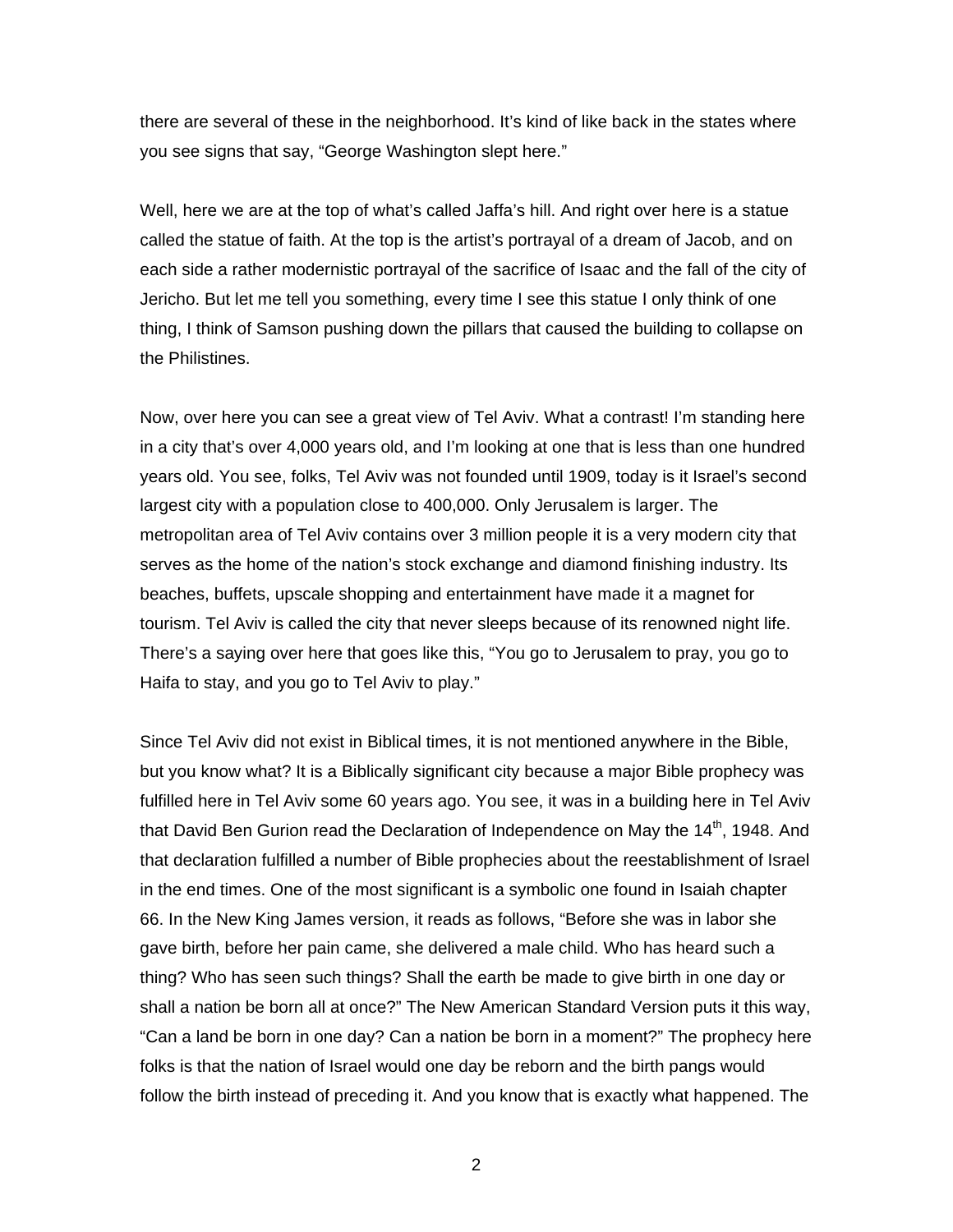there are several of these in the neighborhood. It's kind of like back in the states where you see signs that say, "George Washington slept here."

Well, here we are at the top of what's called Jaffa's hill. And right over here is a statue called the statue of faith. At the top is the artist's portrayal of a dream of Jacob, and on each side a rather modernistic portrayal of the sacrifice of Isaac and the fall of the city of Jericho. But let me tell you something, every time I see this statue I only think of one thing, I think of Samson pushing down the pillars that caused the building to collapse on the Philistines.

Now, over here you can see a great view of Tel Aviv. What a contrast! I'm standing here in a city that's over 4,000 years old, and I'm looking at one that is less than one hundred years old. You see, folks, Tel Aviv was not founded until 1909, today is it Israel's second largest city with a population close to 400,000. Only Jerusalem is larger. The metropolitan area of Tel Aviv contains over 3 million people it is a very modern city that serves as the home of the nation's stock exchange and diamond finishing industry. Its beaches, buffets, upscale shopping and entertainment have made it a magnet for tourism. Tel Aviv is called the city that never sleeps because of its renowned night life. There's a saying over here that goes like this, "You go to Jerusalem to pray, you go to Haifa to stay, and you go to Tel Aviv to play."

Since Tel Aviv did not exist in Biblical times, it is not mentioned anywhere in the Bible, but you know what? It is a Biblically significant city because a major Bible prophecy was fulfilled here in Tel Aviv some 60 years ago. You see, it was in a building here in Tel Aviv that David Ben Gurion read the Declaration of Independence on May the 14th, 1948. And that declaration fulfilled a number of Bible prophecies about the reestablishment of Israel in the end times. One of the most significant is a symbolic one found in Isaiah chapter 66. In the New King James version, it reads as follows, "Before she was in labor she gave birth, before her pain came, she delivered a male child. Who has heard such a thing? Who has seen such things? Shall the earth be made to give birth in one day or shall a nation be born all at once?" The New American Standard Version puts it this way, "Can a land be born in one day? Can a nation be born in a moment?" The prophecy here folks is that the nation of Israel would one day be reborn and the birth pangs would follow the birth instead of preceding it. And you know that is exactly what happened. The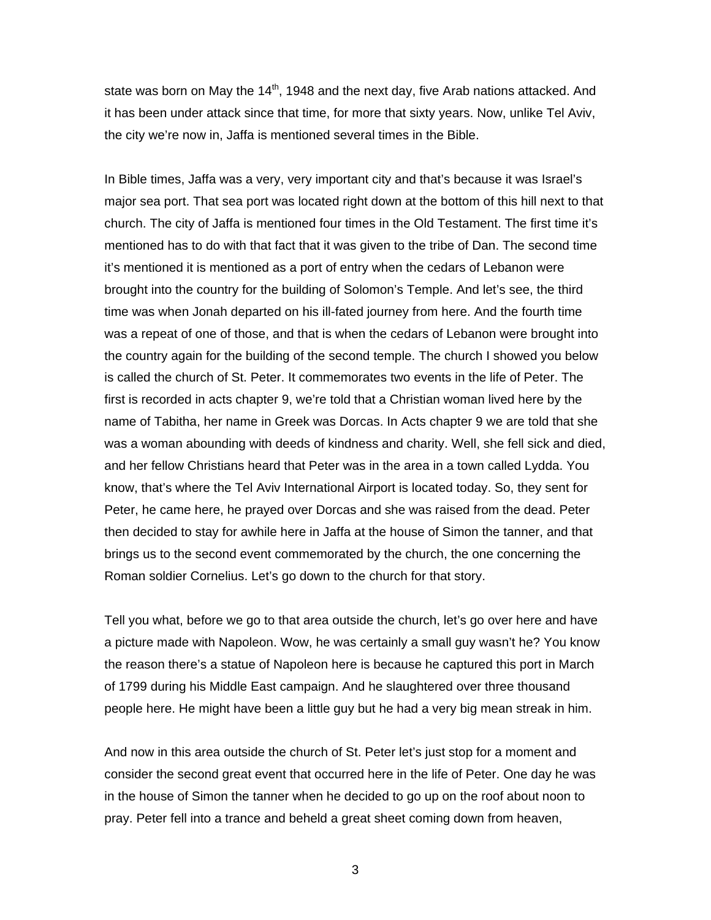state was born on May the 14th, 1948 and the next day, five Arab nations attacked. And it has been under attack since that time, for more that sixty years. Now, unlike Tel Aviv, the city we're now in, Jaffa is mentioned several times in the Bible.

In Bible times, Jaffa was a very, very important city and that's because it was Israel's major sea port. That sea port was located right down at the bottom of this hill next to that church. The city of Jaffa is mentioned four times in the Old Testament. The first time it's mentioned has to do with that fact that it was given to the tribe of Dan. The second time it's mentioned it is mentioned as a port of entry when the cedars of Lebanon were brought into the country for the building of Solomon's Temple. And let's see, the third time was when Jonah departed on his ill-fated journey from here. And the fourth time was a repeat of one of those, and that is when the cedars of Lebanon were brought into the country again for the building of the second temple. The church I showed you below is called the church of St. Peter. It commemorates two events in the life of Peter. The first is recorded in acts chapter 9, we're told that a Christian woman lived here by the name of Tabitha, her name in Greek was Dorcas. In Acts chapter 9 we are told that she was a woman abounding with deeds of kindness and charity. Well, she fell sick and died, and her fellow Christians heard that Peter was in the area in a town called Lydda. You know, that's where the Tel Aviv International Airport is located today. So, they sent for Peter, he came here, he prayed over Dorcas and she was raised from the dead. Peter then decided to stay for awhile here in Jaffa at the house of Simon the tanner, and that brings us to the second event commemorated by the church, the one concerning the Roman soldier Cornelius. Let's go down to the church for that story.

Tell you what, before we go to that area outside the church, let's go over here and have a picture made with Napoleon. Wow, he was certainly a small guy wasn't he? You know the reason there's a statue of Napoleon here is because he captured this port in March of 1799 during his Middle East campaign. And he slaughtered over three thousand people here. He might have been a little guy but he had a very big mean streak in him.

And now in this area outside the church of St. Peter let's just stop for a moment and consider the second great event that occurred here in the life of Peter. One day he was in the house of Simon the tanner when he decided to go up on the roof about noon to pray. Peter fell into a trance and beheld a great sheet coming down from heaven,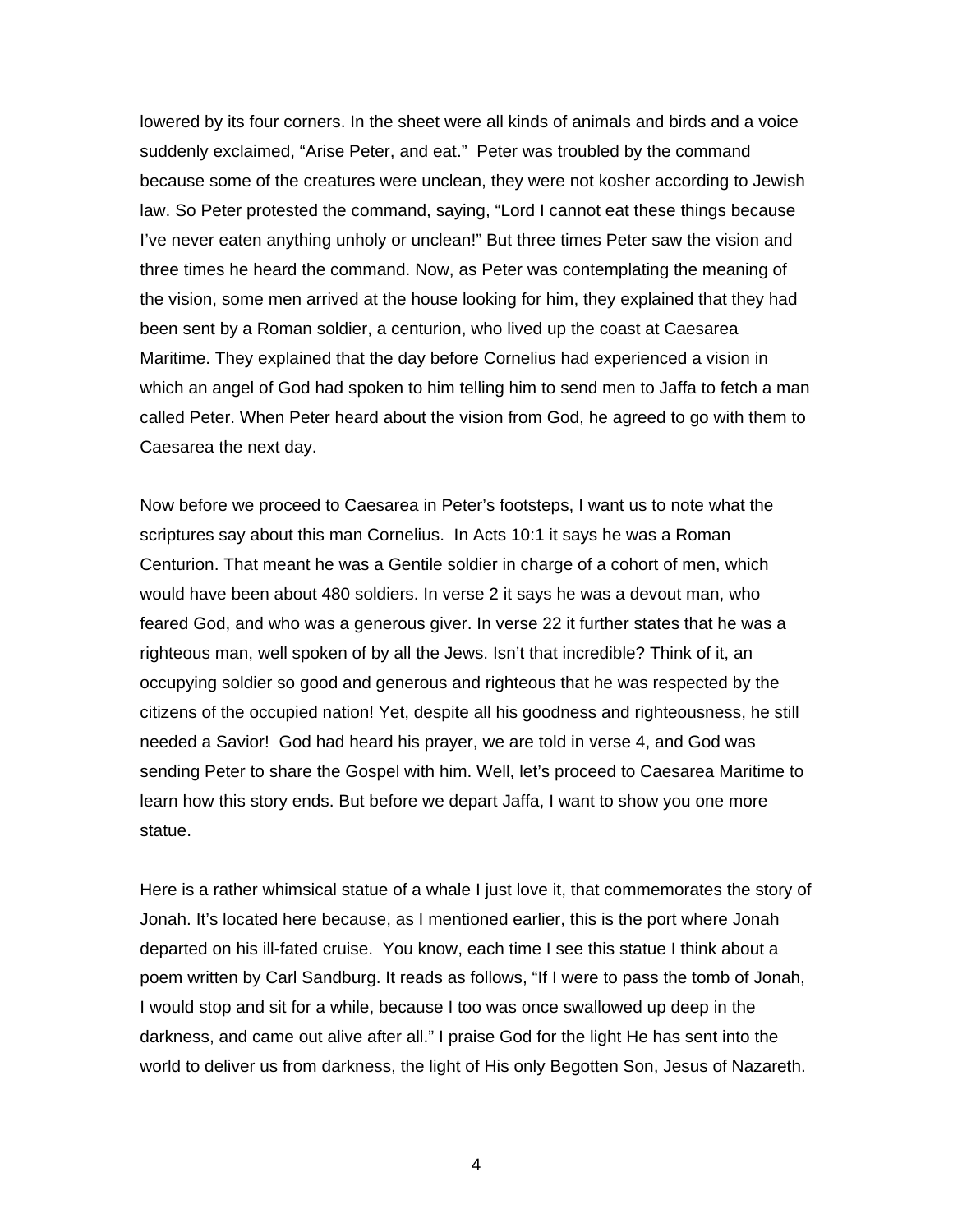lowered by its four corners. In the sheet were all kinds of animals and birds and a voice suddenly exclaimed, "Arise Peter, and eat." Peter was troubled by the command because some of the creatures were unclean, they were not kosher according to Jewish law. So Peter protested the command, saying, "Lord I cannot eat these things because I've never eaten anything unholy or unclean!" But three times Peter saw the vision and three times he heard the command. Now, as Peter was contemplating the meaning of the vision, some men arrived at the house looking for him, they explained that they had been sent by a Roman soldier, a centurion, who lived up the coast at Caesarea Maritime. They explained that the day before Cornelius had experienced a vision in which an angel of God had spoken to him telling him to send men to Jaffa to fetch a man called Peter. When Peter heard about the vision from God, he agreed to go with them to Caesarea the next day.

Now before we proceed to Caesarea in Peter's footsteps, I want us to note what the scriptures say about this man Cornelius. In Acts 10:1 it says he was a Roman Centurion. That meant he was a Gentile soldier in charge of a cohort of men, which would have been about 480 soldiers. In verse 2 it says he was a devout man, who feared God, and who was a generous giver. In verse 22 it further states that he was a righteous man, well spoken of by all the Jews. Isn't that incredible? Think of it, an occupying soldier so good and generous and righteous that he was respected by the citizens of the occupied nation! Yet, despite all his goodness and righteousness, he still needed a Savior! God had heard his prayer, we are told in verse 4, and God was sending Peter to share the Gospel with him. Well, let's proceed to Caesarea Maritime to learn how this story ends. But before we depart Jaffa, I want to show you one more statue.

Here is a rather whimsical statue of a whale I just love it, that commemorates the story of Jonah. It's located here because, as I mentioned earlier, this is the port where Jonah departed on his ill-fated cruise. You know, each time I see this statue I think about a poem written by Carl Sandburg. It reads as follows, "If I were to pass the tomb of Jonah, I would stop and sit for a while, because I too was once swallowed up deep in the darkness, and came out alive after all." I praise God for the light He has sent into the world to deliver us from darkness, the light of His only Begotten Son, Jesus of Nazareth.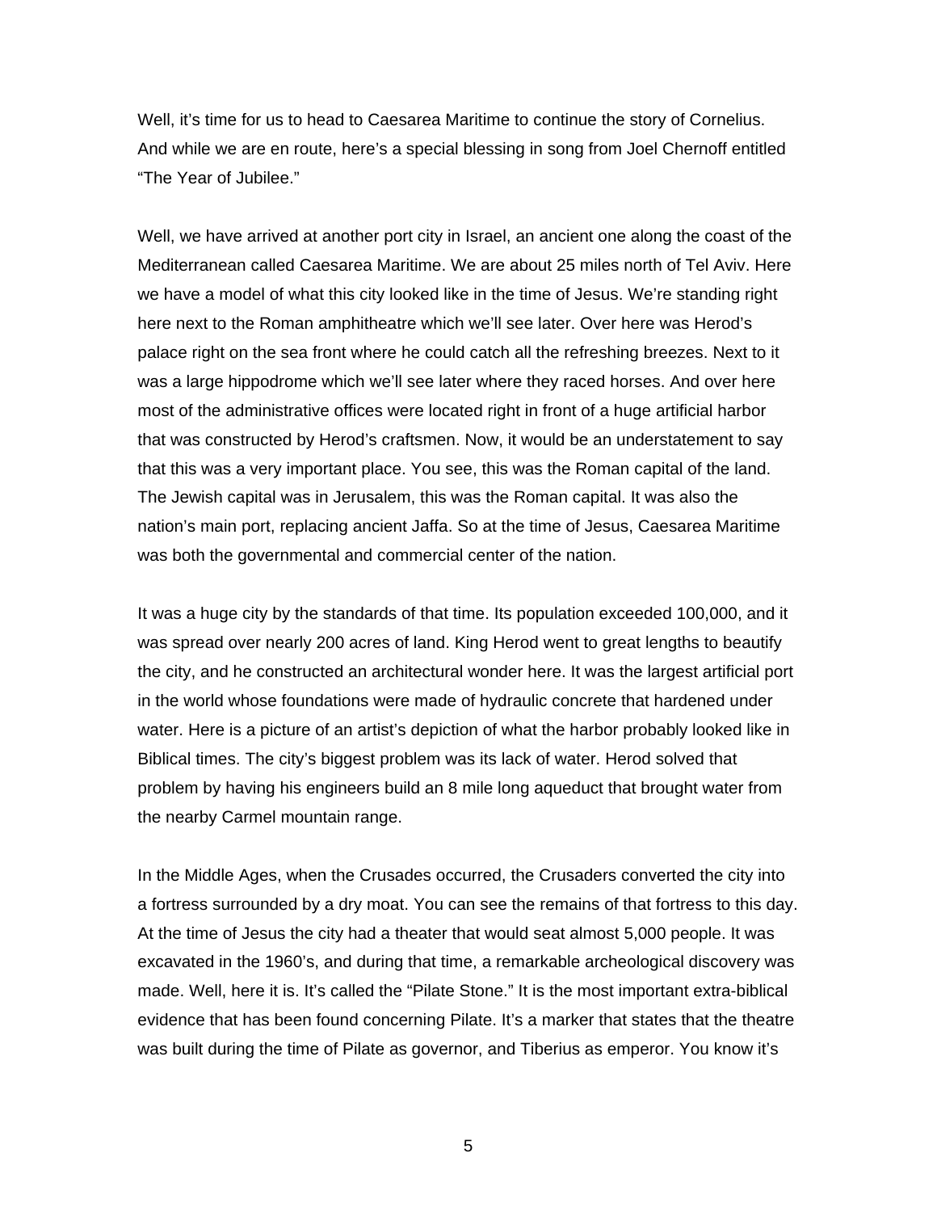Well, it's time for us to head to Caesarea Maritime to continue the story of Cornelius. And while we are en route, here's a special blessing in song from Joel Chernoff entitled "The Year of Jubilee."

Well, we have arrived at another port city in Israel, an ancient one along the coast of the Mediterranean called Caesarea Maritime. We are about 25 miles north of Tel Aviv. Here we have a model of what this city looked like in the time of Jesus. We're standing right here next to the Roman amphitheatre which we'll see later. Over here was Herod's palace right on the sea front where he could catch all the refreshing breezes. Next to it was a large hippodrome which we'll see later where they raced horses. And over here most of the administrative offices were located right in front of a huge artificial harbor that was constructed by Herod's craftsmen. Now, it would be an understatement to say that this was a very important place. You see, this was the Roman capital of the land. The Jewish capital was in Jerusalem, this was the Roman capital. It was also the nation's main port, replacing ancient Jaffa. So at the time of Jesus, Caesarea Maritime was both the governmental and commercial center of the nation.

It was a huge city by the standards of that time. Its population exceeded 100,000, and it was spread over nearly 200 acres of land. King Herod went to great lengths to beautify the city, and he constructed an architectural wonder here. It was the largest artificial port in the world whose foundations were made of hydraulic concrete that hardened under water. Here is a picture of an artist's depiction of what the harbor probably looked like in Biblical times. The city's biggest problem was its lack of water. Herod solved that problem by having his engineers build an 8 mile long aqueduct that brought water from the nearby Carmel mountain range.

In the Middle Ages, when the Crusades occurred, the Crusaders converted the city into a fortress surrounded by a dry moat. You can see the remains of that fortress to this day. At the time of Jesus the city had a theater that would seat almost 5,000 people. It was excavated in the 1960's, and during that time, a remarkable archeological discovery was made. Well, here it is. It's called the "Pilate Stone." It is the most important extra-biblical evidence that has been found concerning Pilate. It's a marker that states that the theatre was built during the time of Pilate as governor, and Tiberius as emperor. You know it's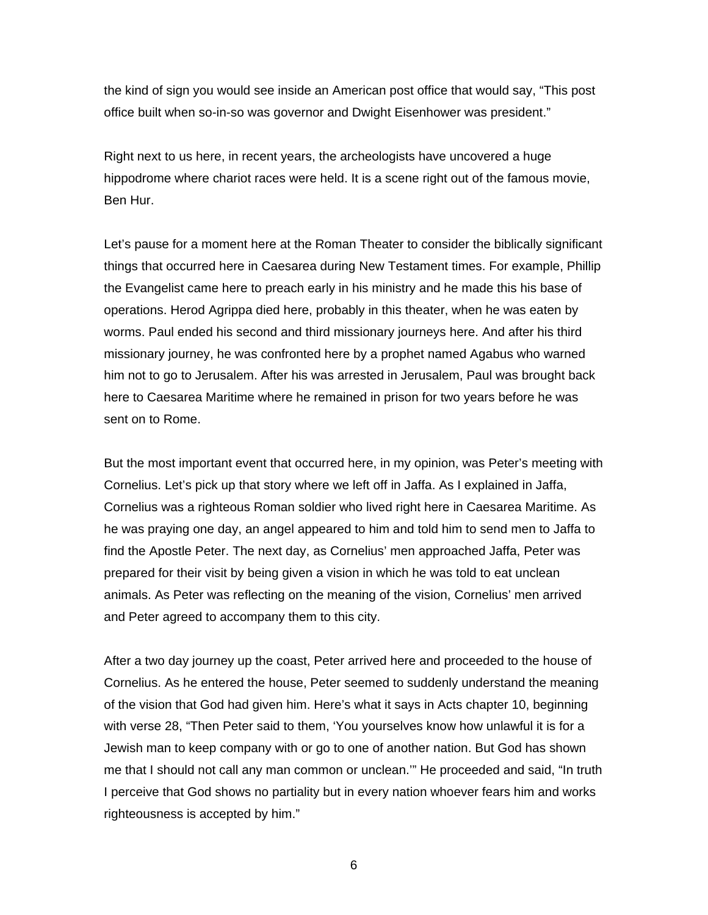the kind of sign you would see inside an American post office that would say, "This post office built when so-in-so was governor and Dwight Eisenhower was president."

Right next to us here, in recent years, the archeologists have uncovered a huge hippodrome where chariot races were held. It is a scene right out of the famous movie, Ben Hur.

Let's pause for a moment here at the Roman Theater to consider the biblically significant things that occurred here in Caesarea during New Testament times. For example, Phillip the Evangelist came here to preach early in his ministry and he made this his base of operations. Herod Agrippa died here, probably in this theater, when he was eaten by worms. Paul ended his second and third missionary journeys here. And after his third missionary journey, he was confronted here by a prophet named Agabus who warned him not to go to Jerusalem. After his was arrested in Jerusalem, Paul was brought back here to Caesarea Maritime where he remained in prison for two years before he was sent on to Rome.

But the most important event that occurred here, in my opinion, was Peter's meeting with Cornelius. Let's pick up that story where we left off in Jaffa. As I explained in Jaffa, Cornelius was a righteous Roman soldier who lived right here in Caesarea Maritime. As he was praying one day, an angel appeared to him and told him to send men to Jaffa to find the Apostle Peter. The next day, as Cornelius' men approached Jaffa, Peter was prepared for their visit by being given a vision in which he was told to eat unclean animals. As Peter was reflecting on the meaning of the vision, Cornelius' men arrived and Peter agreed to accompany them to this city.

After a two day journey up the coast, Peter arrived here and proceeded to the house of Cornelius. As he entered the house, Peter seemed to suddenly understand the meaning of the vision that God had given him. Here's what it says in Acts chapter 10, beginning with verse 28, "Then Peter said to them, 'You yourselves know how unlawful it is for a Jewish man to keep company with or go to one of another nation. But God has shown me that I should not call any man common or unclean.'" He proceeded and said, "In truth I perceive that God shows no partiality but in every nation whoever fears him and works righteousness is accepted by him."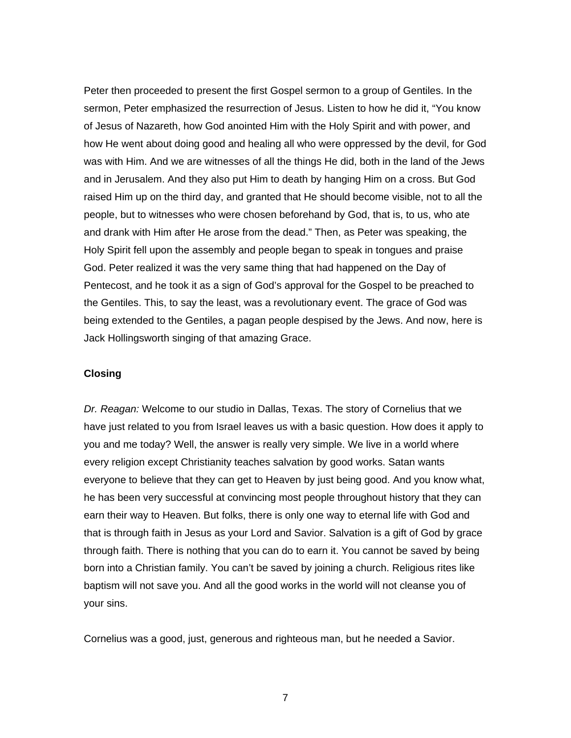Peter then proceeded to present the first Gospel sermon to a group of Gentiles. In the sermon, Peter emphasized the resurrection of Jesus. Listen to how he did it, "You know of Jesus of Nazareth, how God anointed Him with the Holy Spirit and with power, and how He went about doing good and healing all who were oppressed by the devil, for God was with Him. And we are witnesses of all the things He did, both in the land of the Jews and in Jerusalem. And they also put Him to death by hanging Him on a cross. But God raised Him up on the third day, and granted that He should become visible, not to all the people, but to witnesses who were chosen beforehand by God, that is, to us, who ate and drank with Him after He arose from the dead." Then, as Peter was speaking, the Holy Spirit fell upon the assembly and people began to speak in tongues and praise God. Peter realized it was the very same thing that had happened on the Day of Pentecost, and he took it as a sign of God's approval for the Gospel to be preached to the Gentiles. This, to say the least, was a revolutionary event. The grace of God was being extended to the Gentiles, a pagan people despised by the Jews. And now, here is Jack Hollingsworth singing of that amazing Grace.

**Closing**

*Dr. Reagan:* Welcome to our studio in Dallas, Texas. The story of Cornelius that we have just related to you from Israel leaves us with a basic question. How does it apply to you and me today? Well, the answer is really very simple. We live in a world where every religion except Christianity teaches salvation by good works. Satan wants everyone to believe that they can get to Heaven by just being good. And you know what, he has been very successful at convincing most people throughout history that they can earn their way to Heaven. But folks, there is only one way to eternal life with God and that is through faith in Jesus as your Lord and Savior. Salvation is a gift of God by grace through faith. There is nothing that you can do to earn it. You cannot be saved by being born into a Christian family. You can't be saved by joining a church. Religious rites like baptism will not save you. And all the good works in the world will not cleanse you of your sins.

Cornelius was a good, just, generous and righteous man, but he needed a Savior.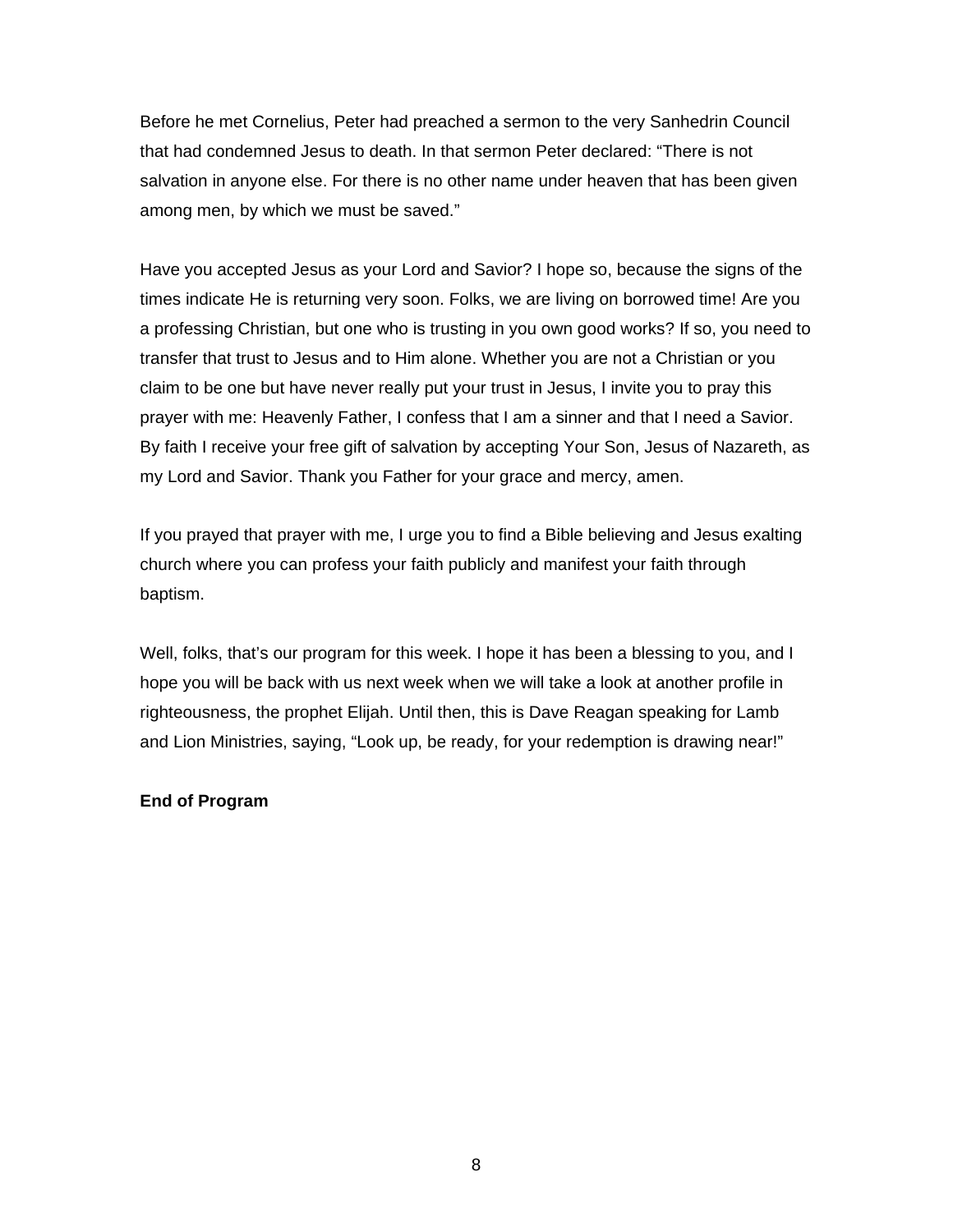Before he met Cornelius, Peter had preached a sermon to the very Sanhedrin Council that had condemned Jesus to death. In that sermon Peter declared: “There is not salvation in anyone else. For there is no other name under heaven that has been given among men, by which we must be saved.”

Have you accepted Jesus as your Lord and Savior? I hope so, because the signs of the times indicate He is returning very soon. Folks, we are living on borrowed time! Are you a professing Christian, but one who is trusting in you own good works? If so, you need to transfer that trust to Jesus and to Him alone. Whether you are not a Christian or you claim to be one but have never really put your trust in Jesus, I invite you to pray this prayer with me: Heavenly Father, I confess that I am a sinner and that I need a Savior. By faith I receive your free gift of salvation by accepting Your Son, Jesus of Nazareth, as my Lord and Savior. Thank you Father for your grace and mercy, amen.

If you prayed that prayer with me, I urge you to find a Bible believing and Jesus exalting church where you can profess your faith publicly and manifest your faith through baptism.

Well, folks, that’s our program for this week. I hope it has been a blessing to you, and I hope you will be back with us next week when we will take a look at another profile in righteousness, the prophet Elijah. Until then, this is Dave Reagan speaking for Lamb and Lion Ministries, saying, “Look up, be ready, for your redemption is drawing near!”

**End of Program**